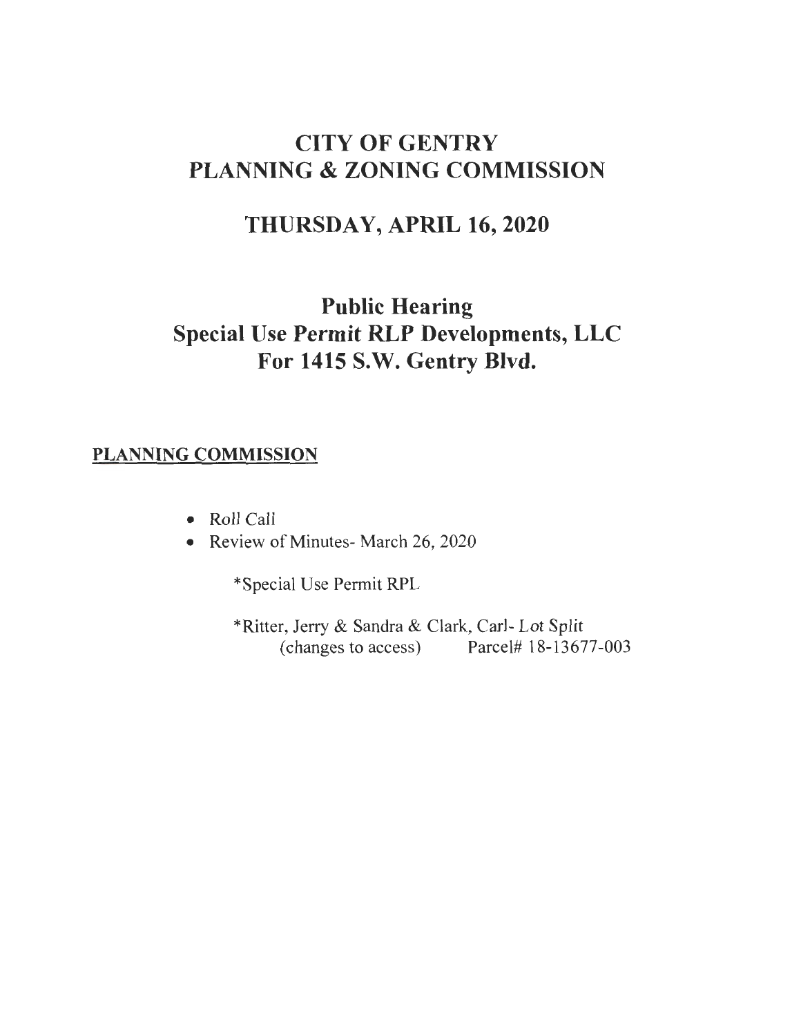# CITY OF GENTRY
# PLANNING & ZONING COMMISSION

## THURSDAY, APRIL 16, 2020

## Public Hearing
## Special Use Permit RLP Developments, LLC
## For 1415 S.W. Gentry Blvd.

**PLANNING COMMISSION**

- Roll Call
- Review of Minutes- March 26, 2020

  *Special Use Permit RPL

  *Ritter, Jerry & Sandra & Clark, Carl- Lot Split
  (changes to access) Parcel# 18-13677-003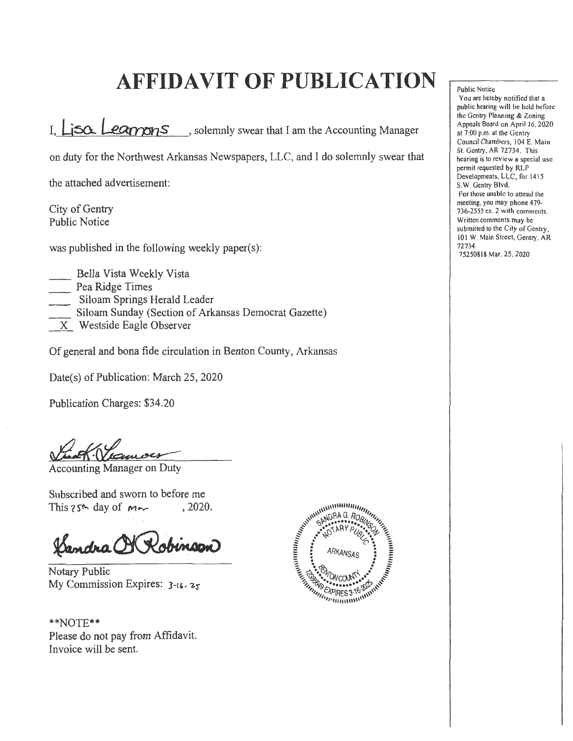# AFFIDAVIT OF PUBLICATION

I, Lisa Leamons, solemnly swear that I am the Accounting Manager on duty for the Northwest Arkansas Newspapers, LLC, and I do solemnly swear that the attached advertisement:

City of Gentry
Public Notice

was published in the following weekly paper(s):

- ___ Bella Vista Weekly Vista
- ___ Pea Ridge Times
- ___ Siloam Springs Herald Leader
- ___ Siloam Sunday (Section of Arkansas Democrat Gazette)
- _X_ Westside Eagle Observer

Of general and bona fide circulation in Benton County, Arkansas

Date(s) of Publication: March 25, 2020

Publication Charges: $34.20

Accounting Manager on Duty

Subscribed and sworn to before me
This 25th day of Mar, 2020.

Notary Public
My Commission Expires: 3-16-25

SANDRA G. ROBINSON
NOTARY PUBLIC
ARKANSAS
BENTON COUNTY
12388849 EXPIRES 3-16-2025

**NOTE**
Please do not pay from Affidavit.
Invoice will be sent.

Public Notice
You are hereby notified that a public hearing will be held before the Gentry Planning & Zoning Appeals Board on April 16, 2020 at 7:00 p.m. at the Gentry Council Chambers, 104 E. Main St. Gentry, AR 72734. This hearing is to review a special use permit requested by RLP Developments, LLC, for 1415 S.W. Gentry Blvd.
For those unable to attend the meeting, you may phone 479-736-2555 ex. 2 with comments. Written comments may be submitted to the City of Gentry, 101 W. Main Street, Gentry, AR 72734.
75250818 Mar. 25, 2020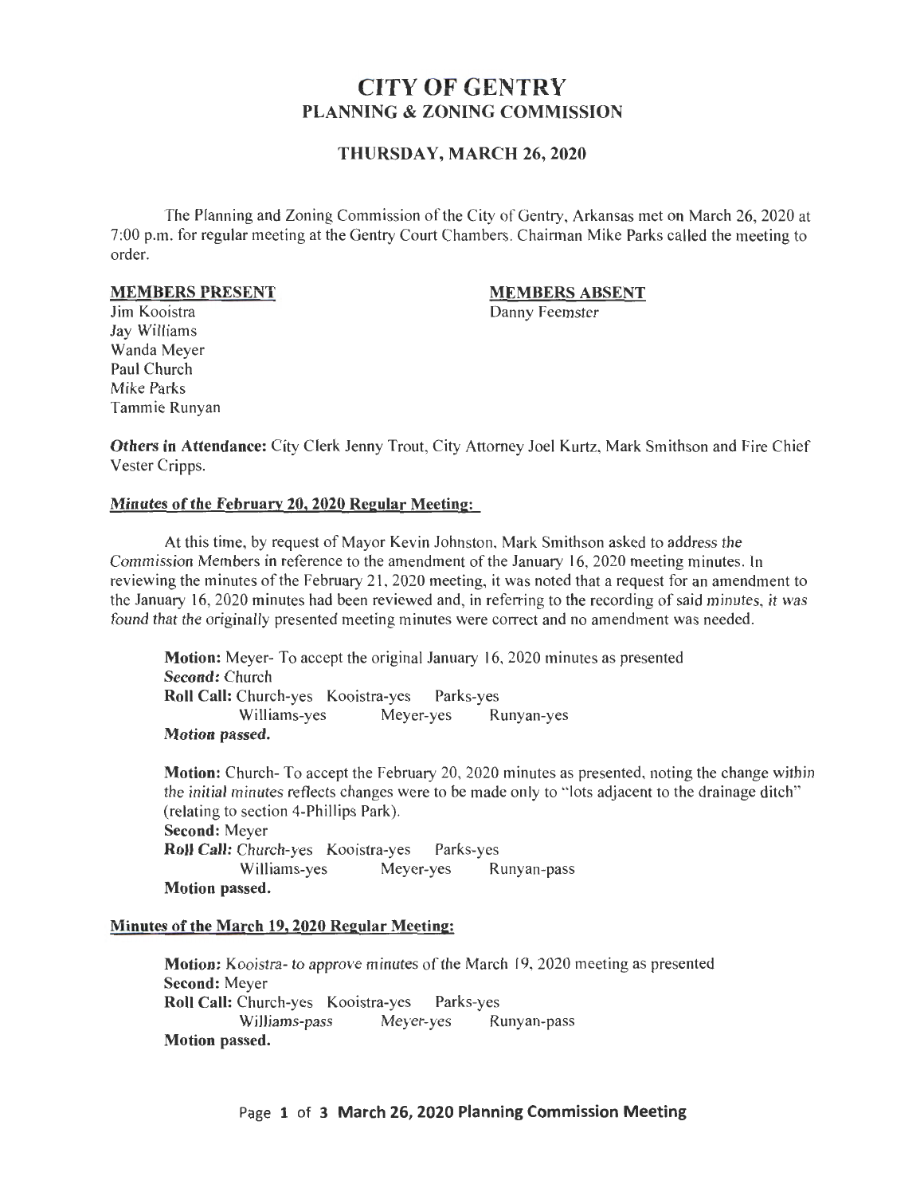# CITY OF GENTRY
## PLANNING & ZONING COMMISSION

### THURSDAY, MARCH 26, 2020

The Planning and Zoning Commission of the City of Gentry, Arkansas met on March 26, 2020 at 7:00 p.m. for regular meeting at the Gentry Court Chambers. Chairman Mike Parks called the meeting to order.

**MEMBERS PRESENT**

Jim Kooistra
Jay Williams
Wanda Meyer
Paul Church
Mike Parks
Tammie Runyan

**MEMBERS ABSENT**

Danny Feemster

***Others in Attendance:*** City Clerk Jenny Trout, City Attorney Joel Kurtz, Mark Smithson and Fire Chief Vester Cripps.

**Minutes of the February 20, 2020 Regular Meeting:**

At this time, by request of Mayor Kevin Johnston, Mark Smithson asked to address the Commission Members in reference to the amendment of the January 16, 2020 meeting minutes. In reviewing the minutes of the February 21, 2020 meeting, it was noted that a request for an amendment to the January 16, 2020 minutes had been reviewed and, in referring to the recording of said minutes, it was found that the originally presented meeting minutes were correct and no amendment was needed.

> **Motion:** Meyer- To accept the original January 16, 2020 minutes as presented
> ***Second:*** Church
> **Roll Call:** Church-yes Kooistra-yes Parks-yes
> Williams-yes Meyer-yes Runyan-yes
> ***Motion passed.***

> **Motion:** Church- To accept the February 20, 2020 minutes as presented, noting the change within the initial minutes reflects changes were to be made only to "lots adjacent to the drainage ditch" (relating to section 4-Phillips Park).
> **Second:** Meyer
> **Roll Call:** Church-yes Kooistra-yes Parks-yes
> Williams-yes Meyer-yes Runyan-pass
> **Motion passed.**

**Minutes of the March 19, 2020 Regular Meeting:**

> **Motion:** Kooistra- to approve minutes of the March 19, 2020 meeting as presented
> **Second:** Meyer
> **Roll Call:** Church-yes Kooistra-yes Parks-yes
> Williams-pass Meyer-yes Runyan-pass
> **Motion passed.**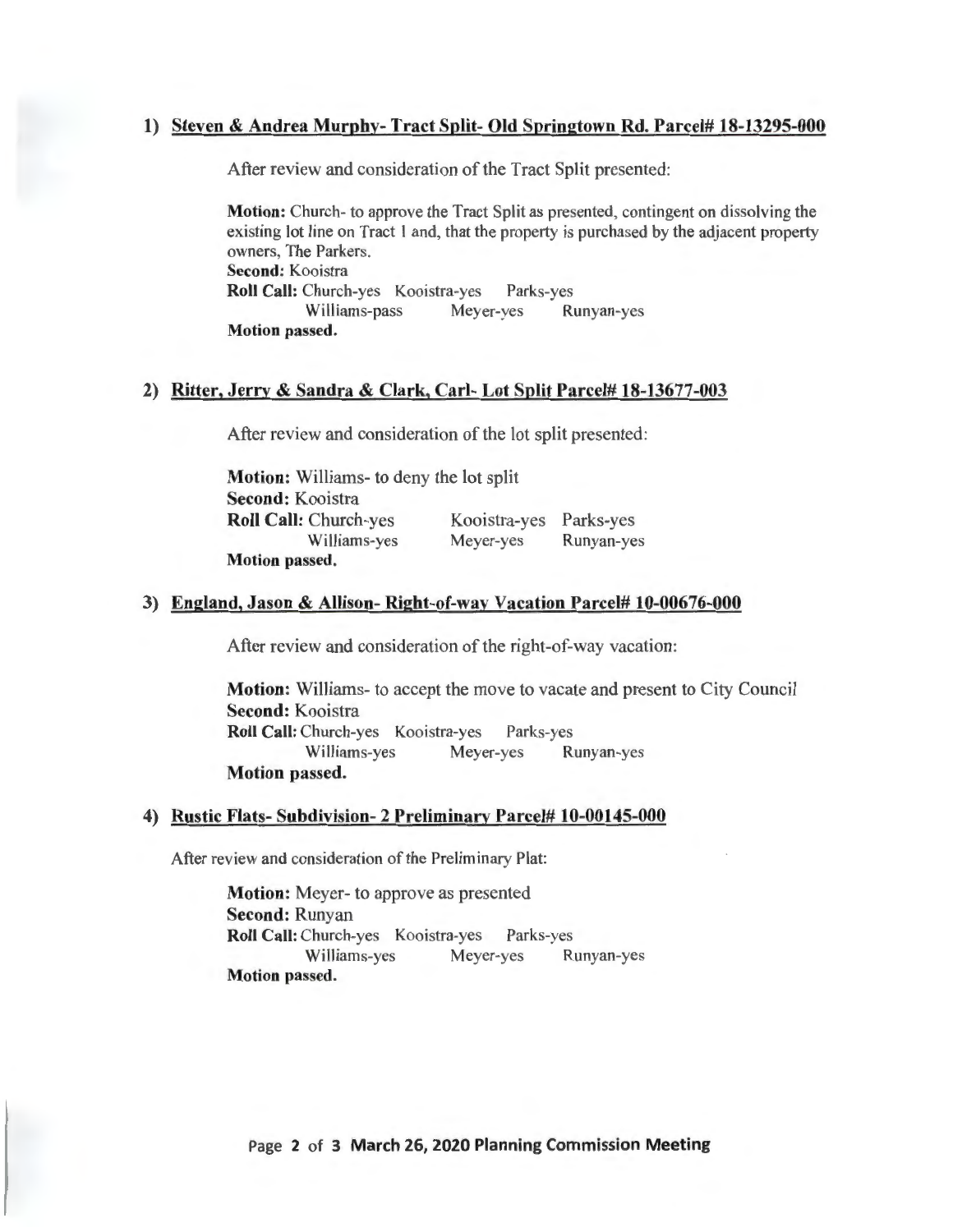### 1) Steven & Andrea Murphy- Tract Split- Old Springtown Rd. Parcel# 18-13295-000

After review and consideration of the Tract Split presented:

**Motion:** Church- to approve the Tract Split as presented, contingent on dissolving the existing lot line on Tract 1 and, that the property is purchased by the adjacent property owners, The Parkers.
**Second:** Kooistra
**Roll Call:** Church-yes Kooistra-yes Parks-yes
Williams-pass Meyer-yes Runyan-yes
**Motion passed.**

### 2) Ritter, Jerry & Sandra & Clark, Carl- Lot Split Parcel# 18-13677-003

After review and consideration of the lot split presented:

**Motion:** Williams- to deny the lot split
**Second:** Kooistra
**Roll Call:** Church-yes Kooistra-yes Parks-yes
Williams-yes Meyer-yes Runyan-yes
**Motion passed.**

### 3) England, Jason & Allison- Right-of-way Vacation Parcel# 10-00676-000

After review and consideration of the right-of-way vacation:

**Motion:** Williams- to accept the move to vacate and present to City Council
**Second:** Kooistra
**Roll Call:** Church-yes Kooistra-yes Parks-yes
Williams-yes Meyer-yes Runyan-yes
**Motion passed.**

### 4) Rustic Flats- Subdivision- 2 Preliminary Parcel# 10-00145-000

After review and consideration of the Preliminary Plat:

**Motion:** Meyer- to approve as presented
**Second:** Runyan
**Roll Call:** Church-yes Kooistra-yes Parks-yes
Williams-yes Meyer-yes Runyan-yes
**Motion passed.**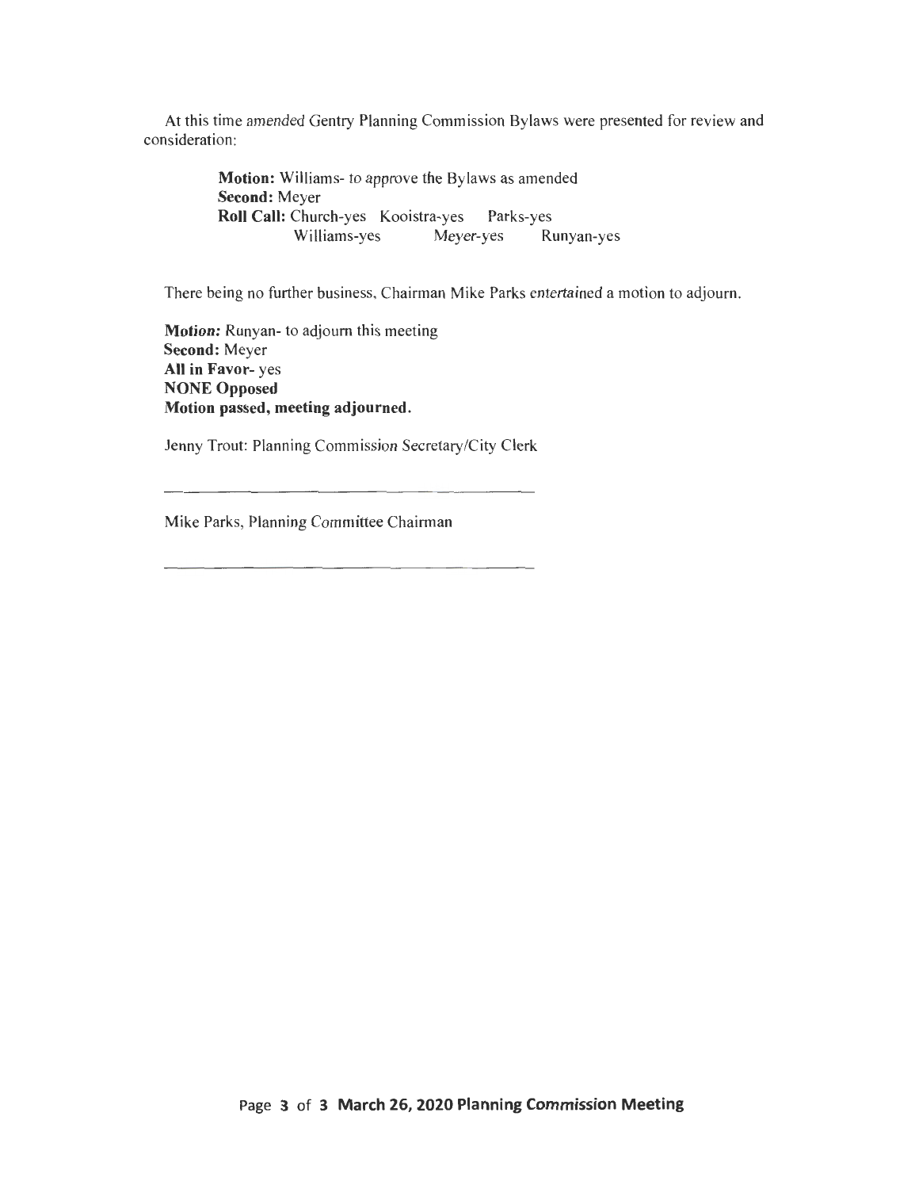At this time amended Gentry Planning Commission Bylaws were presented for review and consideration:

> **Motion:** Williams- to approve the Bylaws as amended
> **Second:** Meyer
> **Roll Call:** Church-yes Kooistra-yes Parks-yes
> Williams-yes Meyer-yes Runyan-yes

There being no further business, Chairman Mike Parks entertained a motion to adjourn.

***Motion:*** Runyan- to adjourn this meeting
**Second:** Meyer
**All in Favor**- yes
**NONE Opposed**
**Motion passed, meeting adjourned.**

Jenny Trout: Planning Commission Secretary/City Clerk

\_\_\_\_\_\_\_\_\_\_\_\_\_\_\_\_\_\_\_\_\_\_\_\_\_\_\_\_\_\_\_\_\_\_\_\_\_\_\_\_

Mike Parks, Planning Committee Chairman

\_\_\_\_\_\_\_\_\_\_\_\_\_\_\_\_\_\_\_\_\_\_\_\_\_\_\_\_\_\_\_\_\_\_\_\_\_\_\_\_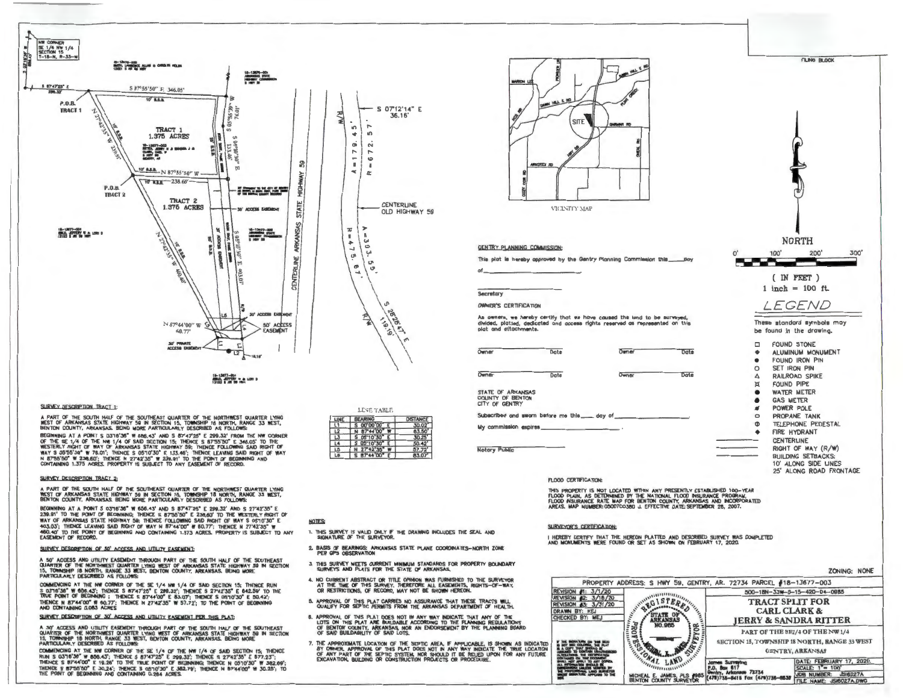## SURVEY DESCRIPTION TRACT 1:

A PART OF THE SOUTH HALF OF THE SOUTHEAST QUARTER OF THE NORTHWEST QUARTER LYING WEST OF ARKANSAS STATE HIGHWAY 59 IN SECTION 15, TOWNSHIP 18 NORTH, RANGE 33 WEST, BENTON COUNTY, ARKANSAS. BEING MORE PARTICULARLY DESCRIBED AS FOLLOWS:

BEGINNING AT A POINT S 03°16'36" W 656.43' AND S 87°47'25" E 299.32' FROM THE NW CORNER OF THE SE 1/4 OF THE NW 1/4 OF SAID SECTION 15; THENCE S 87°55'50" E 346.05' TO THE WESTERLY RIGHT OF WAY OF ARKANSAS STATE HIGHWAY 59; THENCE FOLLOWING SAID RIGHT OF WAY S 05°55'36" W 78.01'; THENCE S 05°10'30" E 133.46'; THENCE LEAVING SAID RIGHT OF WAY N 87°55'50" W 238.60'; THENCE N 27°42'35" W 239.91' TO THE POINT OF BEGINNING AND CONTAINING 1.375 ACRES. PROPERTY IS SUBJECT TO ANY EASEMENT OF RECORD.

## SURVEY DESCRIPTION TRACT 2:

A PART OF THE SOUTH HALF OF THE SOUTHEAST QUARTER OF THE NORTHWEST QUARTER LYING WEST OF ARKANSAS STATE HIGHWAY 59 IN SECTION 15, TOWNSHIP 18 NORTH, RANGE 33 WEST, BENTON COUNTY, ARKANSAS. BEING MORE PARTICULARLY DESCRIBED AS FOLLOWS:

BEGINNING AT A POINT S 03°16'36" W 656.43' AND S 87°47'25" E 299.32' AND S 27°42'35" E 239.91' TO THE POINT OF BEGINNING; THENCE S 87°55'50" E 238.60' TO THE WESTERLY RIGHT OF WAY OF ARKANSAS STATE HIGHWAY 59; THENCE FOLLOWING SAID RIGHT OF WAY S 05°10'30" E 403.03'; THENCE LEAVING SAID RIGHT OF WAY N 87°44'00" W 60.77'; THENCE N 27°42'35" W 460.40' TO THE POINT OF BEGINNING AND CONTAINING 1.375 ACRES. PROPERTY IS SUBJECT TO ANY EASEMENT OF RECORD.

## SURVEY DESCRIPTION OF 50' ACCESS AND UTILITY EASEMENT:

A 50' ACCESS AND UTILITY EASEMENT THROUGH PART OF THE SOUTH HALF OF THE SOUTHEAST QUARTER OF THE NORTHWEST QUARTER LYING WEST OF ARKANSAS STATE HIGHWAY 59 IN SECTION 15, TOWNSHIP 18 NORTH, RANGE 33 WEST, BENTON COUNTY, ARKANSAS. BEING MORE PARTICULARLY DESCRIBED AS FOLLOWS:

COMMENCING AT THE NW CORNER OF THE SE 1/4 NW 1/4 OF SAID SECTION 15; THENCE RUN S 03°16'36" W 656.43'; THENCE S 87°47'25" E 299.32'; THENCE S 27°42'35" E 642.59' TO THE TRUE POINT OF BEGINNING; THENCE S 87°44'00" E 83.07'; THENCE S 05°10'30" E 50.42'; THENCE N 87°44'00" W 60.77'; THENCE N 27°42'35" W 57.72'; TO THE POINT OF BEGINNING AND CONTAINING 0.083 ACRES

## SURVEY DESCRIPTION OF 30' ACCESS AND UTILITY EASEMENT PER THIS PLAT:

A 30' ACCESS AND UTILITY EASEMENT THROUGH PART OF THE SOUTH HALF OF THE SOUTHEAST QUARTER OF THE NORTHWEST QUARTER LYING WEST OF ARKANSAS STATE HIGHWAY 59 IN SECTION 15, TOWNSHIP 18 NORTH, RANGE 33 WEST, BENTON COUNTY, ARKANSAS. BEING MORE PARTICULARLY DESCRIBED AS FOLLOWS:

COMMENCING AT THE NW CORNER OF THE SE 1/4 OF THE NW 1/4 OF SAID SECTION 15; THENCE RUN S 03°16'36" W 656.43'; THENCE S 87°47'25" E 299.32'; THENCE S 27°42'35" E 577.23'; THENCE S 87°44'00" E 19.26' TO THE TRUE POINT OF BEGINNING; THENCE N 05°10'30" W 382.09'; THENCE S 87°55'50" E 30.24'; THENCE S 05°10'30" E 382.79'; THENCE N 87°44'00" W 30.25' TO THE POINT OF BEGINNING AND CONTAINING 0.264 ACRES.

LINE TABLE

| LINE | BEARING | DISTANCE |
|---|---|---|
| L1 | S 00°00'00" E | 30.02' |
| L2 | N 87°44'00" W | 63.50' |
| L3 | S 05°10'30" E | 30.25' |
| L4 | S 05°10'30" E | 50.42' |
| L5 | N 27°42'35" W | 57.72' |
| L6 | S 87°44'00" E | 83.07' |

## NOTES:

1. THIS SURVEY IS VALID ONLY IF THE DRAWING INCLUDES THE SEAL AND SIGNATURE OF THE SURVEYOR.
2. BASIS OF BEARINGS: ARKANSAS STATE PLANE COORDINATES—NORTH ZONE PER GPS OBSERVATION
3. THIS SURVEY MEETS CURRENT MINIMUM STANDARDS FOR PROPERTY BOUNDARY SURVEYS AND PLATS FOR THE STATE OF ARKANSAS.
4. NO CURRENT ABSTRACT OR TITLE OPINION WAS FURNISHED TO THE SURVEYOR AT THE TIME OF THIS SURVEY. THEREFORE ALL EASEMENTS, RIGHTS-OF-WAY, OR RESTRICTIONS, OF RECORD, MAY NOT BE SHOWN HEREON.
5. APPROVAL OF THIS PLAT CARRIES NO ASSURANCE THAT THESE TRACTS WILL QUALIFY FOR SEPTIC PERMITS FROM THE ARKANSAS DEPARTMENT OF HEALTH.
6. APPROVAL OF THIS PLAT DOES NOT IN ANY WAY INDICATE THAT ANY OF THE LOTS ON THIS PLAT ARE BUILDABLE ACCORDING TO THE PLANNING REGULATIONS OF BENTON COUNTY, ARKANSAS, NOR AN ENDORSEMENT BY THE PLANNING BOARD OF SAID BUILDABILITY OF SAID LOTS.
7. THE APPROXIMATE LOCATION OF THE SEPTIC AREA, IF APPLICABLE, IS SHOWN AS INDICATED BY OWNER. APPROVAL OF THIS PLAT DOES NOT IN ANY WAY INDICATE THE TRUE LOCATION OF ANY PART OF THE SEPTIC SYSTEM, NOR SHOULD IT BE RELIED UPON FOR ANY FUTURE EXCAVATION, BUILDING OR CONSTRUCTION PROJECTS OR PROCEDURE.

VICINITY MAP

## GENTRY PLANNING COMMISSION:

This plat is hereby approved by the Gentry Planning Commission this\_\_\_\_day of\_\_\_\_\_\_\_\_\_\_\_\_

\_\_\_\_\_\_\_\_\_\_\_\_
Secretary

## OWNER'S CERTIFICATION

As owners, we hereby certify that we have caused the land to be surveyed, divided, platted, dedicated and access rights reserved as represented on this plat and attachments.

| Owner | Date | Owner | Date |
|---|---|---|---|
| Owner | Date | Owner | Date |

STATE OF ARKANSAS
COUNTY OF BENTON
CITY OF GENTRY

Subscribed and sworn before me this\_\_\_\_ day of\_\_\_\_\_\_\_\_\_\_\_\_

My commission expires\_\_\_\_\_\_\_\_\_\_\_\_.

\_\_\_\_\_\_\_\_\_\_\_\_
Notary Public

## FLOOD CERTIFICATION:

THIS PROPERTY IS NOT LOCATED WITHIN ANY PRESENTLY ESTABLISHED 100-YEAR FLOOD PLAIN, AS DETERMINED BY THE NATIONAL FLOOD INSURANCE PROGRAM, FLOOD INSURANCE RATE MAP FOR BENTON COUNTY, ARKANSAS AND INCORPORATED AREAS. MAP NUMBER: 05007C0380 J. EFFECTIVE DATE: SEPTEMBER 28, 2007.

## SURVEYOR'S CERTIFICATION:

I HEREBY CERTIFY THAT THE HEREON PLATTED AND DESCRIBED SURVEY WAS COMPLETED AND MONUMENTS WERE FOUND OR SET AS SHOWN ON FEBRUARY 17, 2020.

NORTH

0' 100' 200' 300'

( IN FEET )
1 inch = 100 ft.

## LEGEND

These standard symbols may be found in the drawing.

- FOUND STONE
- ALUMINUM MONUMENT
- FOUND IRON PIN
- SET IRON PIN
- RAILROAD SPIKE
- FOUND PIPE
- WATER METER
- GAS METER
- POWER POLE
- PROPANE TANK
- TELEPHONE PEDESTAL
- FIRE HYDRANT
- CENTERLINE
- RIGHT OF WAY (R/W)
- BUILDING SETBACKS: 10' ALONG SIDE LINES 25' ALONG ROAD FRONTAGE

ZONING: NONE

PROPERTY ADDRESS: S HWY 59, GENTRY, AR. 72734 PARCEL #18-13677-003

500-18N-33W-0-15-420-04-0985

REVISION #1: 3/1/20
REVISION #2: 3/18/20
REVISION #3: 3/31/20
DRAWN BY: KEJ
CHECKED BY: MEJ

# TRACT SPLIT FOR CARL CLARK & JERRY & SANDRA RITTER

PART OF THE SE1/4 OF THE NW1/4
SECTION 15, TOWNSHIP 18 NORTH, RANGE 33 WEST
GENTRY, ARKANSAS

MICHEAL E. JAMES, PLS #985
BENTON COUNTY SURVEYOR

James Surveying
P.O. Box 817
Gentry, Arkansas 72734
(479)736-8415 Fax (479)736-8832

DATE: FEBRUARY 17, 2020.
SCALE: 1" = 100'
JOB NUMBER: JS16027A
FILE NAME: JS16027A.DWG

FILING BLOCK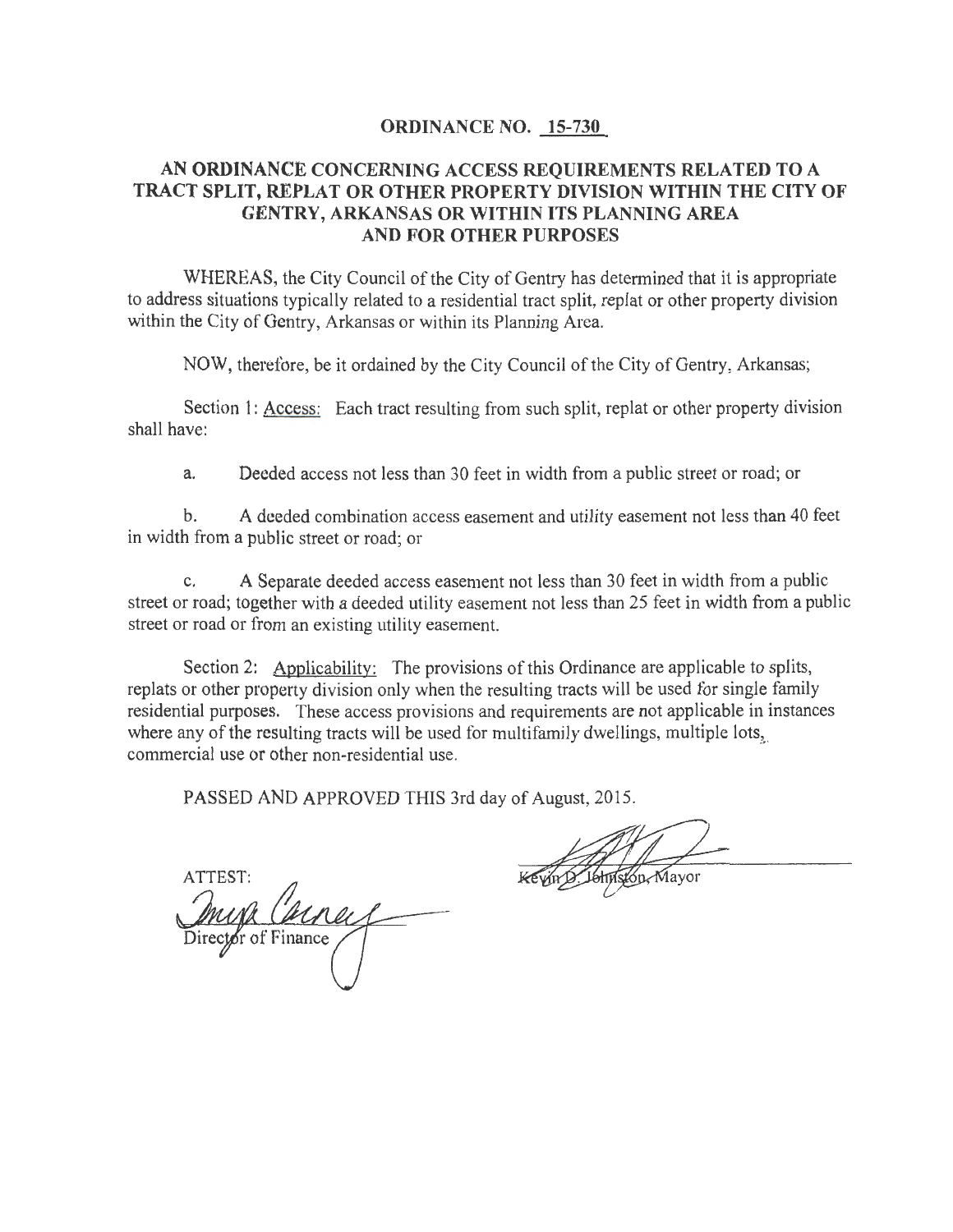# ORDINANCE NO. 15-730

## AN ORDINANCE CONCERNING ACCESS REQUIREMENTS RELATED TO A TRACT SPLIT, REPLAT OR OTHER PROPERTY DIVISION WITHIN THE CITY OF GENTRY, ARKANSAS OR WITHIN ITS PLANNING AREA AND FOR OTHER PURPOSES

WHEREAS, the City Council of the City of Gentry has determined that it is appropriate to address situations typically related to a residential tract split, replat or other property division within the City of Gentry, Arkansas or within its Planning Area.

NOW, therefore, be it ordained by the City Council of the City of Gentry, Arkansas;

Section 1: Access: Each tract resulting from such split, replat or other property division shall have:

a. Deeded access not less than 30 feet in width from a public street or road; or

b. A deeded combination access easement and utility easement not less than 40 feet in width from a public street or road; or

c. A Separate deeded access easement not less than 30 feet in width from a public street or road; together with a deeded utility easement not less than 25 feet in width from a public street or road or from an existing utility easement.

Section 2: Applicability: The provisions of this Ordinance are applicable to splits, replats or other property division only when the resulting tracts will be used for single family residential purposes. These access provisions and requirements are not applicable in instances where any of the resulting tracts will be used for multifamily dwellings, multiple lots, commercial use or other non-residential use.

PASSED AND APPROVED THIS 3rd day of August, 2015.

Kevin D. Johnston, Mayor

ATTEST:

Director of Finance